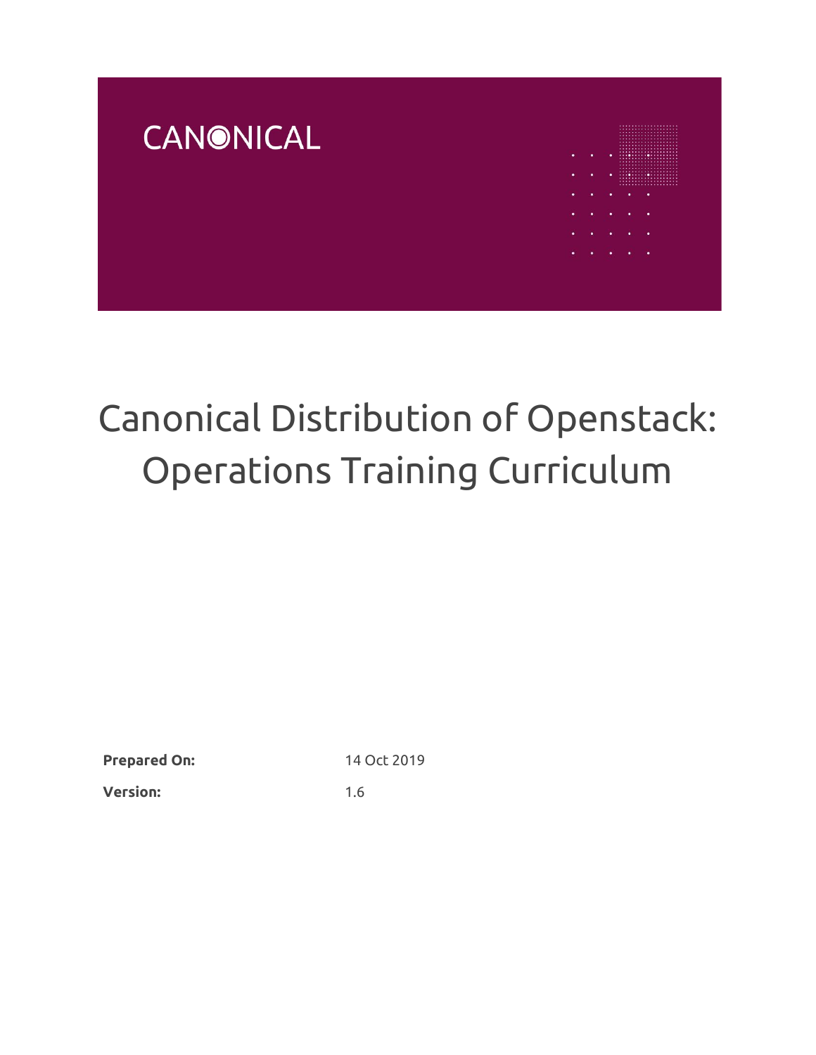CANONICAL

# Canonical Distribution of Openstack: Operations Training Curriculum

**Prepared On:** 14 Oct 2019

**Version:** 1.6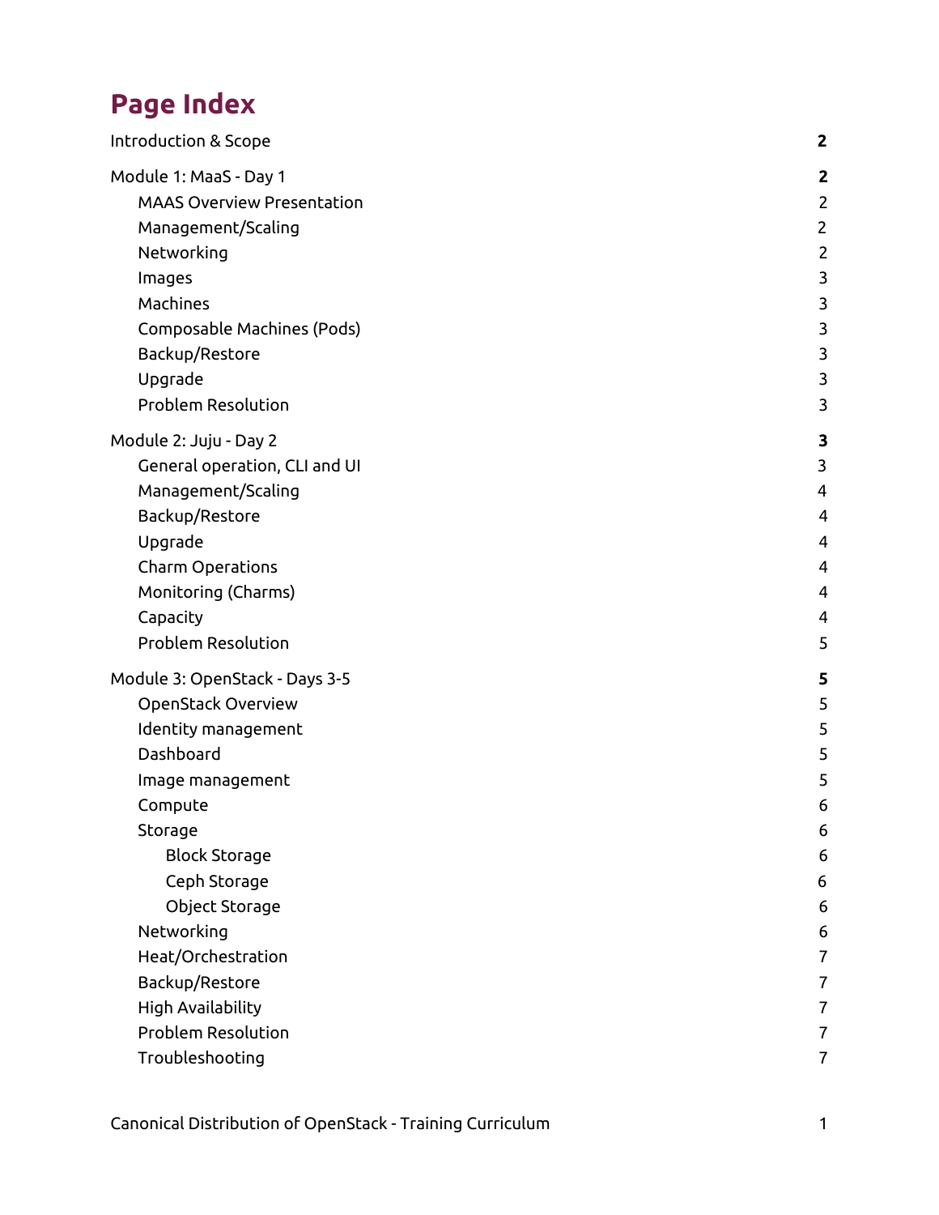# Page Index

| | |
|---|---|
| **Introduction & Scope** | **2** |
| **Module 1: MaaS - Day 1** | **2** |
| MAAS Overview Presentation | 2 |
| Management/Scaling | 2 |
| Networking | 2 |
| Images | 3 |
| Machines | 3 |
| Composable Machines (Pods) | 3 |
| Backup/Restore | 3 |
| Upgrade | 3 |
| Problem Resolution | 3 |
| **Module 2: Juju - Day 2** | **3** |
| General operation, CLI and UI | 3 |
| Management/Scaling | 4 |
| Backup/Restore | 4 |
| Upgrade | 4 |
| Charm Operations | 4 |
| Monitoring (Charms) | 4 |
| Capacity | 4 |
| Problem Resolution | 5 |
| **Module 3: OpenStack - Days 3-5** | **5** |
| OpenStack Overview | 5 |
| Identity management | 5 |
| Dashboard | 5 |
| Image management | 5 |
| Compute | 6 |
| Storage | 6 |
| Block Storage | 6 |
| Ceph Storage | 6 |
| Object Storage | 6 |
| Networking | 6 |
| Heat/Orchestration | 7 |
| Backup/Restore | 7 |
| High Availability | 7 |
| Problem Resolution | 7 |
| Troubleshooting | 7 |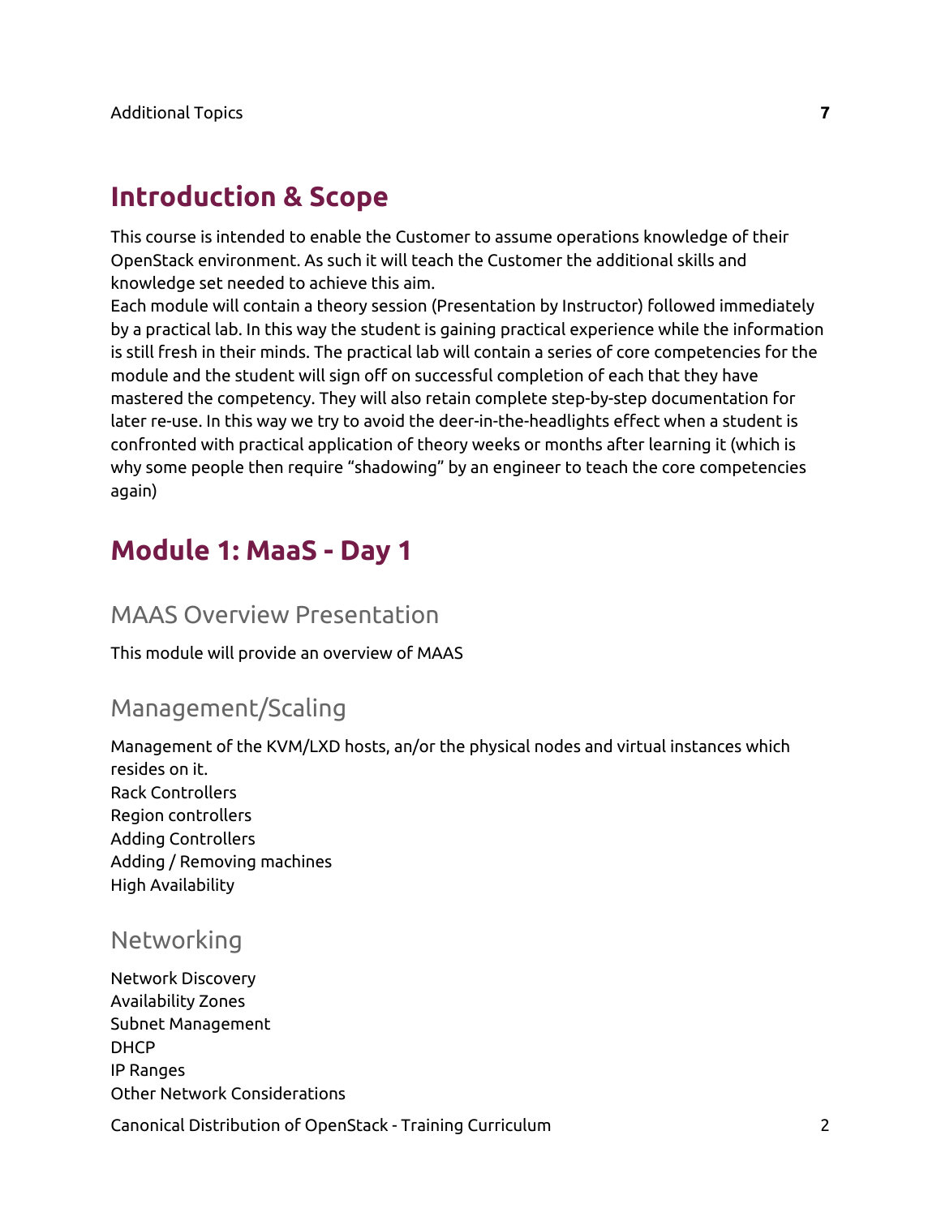Additional Topics **7**

# Introduction & Scope

This course is intended to enable the Customer to assume operations knowledge of their OpenStack environment. As such it will teach the Customer the additional skills and knowledge set needed to achieve this aim.
Each module will contain a theory session (Presentation by Instructor) followed immediately by a practical lab. In this way the student is gaining practical experience while the information is still fresh in their minds. The practical lab will contain a series of core competencies for the module and the student will sign off on successful completion of each that they have mastered the competency. They will also retain complete step-by-step documentation for later re-use. In this way we try to avoid the deer-in-the-headlights effect when a student is confronted with practical application of theory weeks or months after learning it (which is why some people then require "shadowing" by an engineer to teach the core competencies again)

# Module 1: MaaS - Day 1

## MAAS Overview Presentation

This module will provide an overview of MAAS

## Management/Scaling

Management of the KVM/LXD hosts, an/or the physical nodes and virtual instances which resides on it.
Rack Controllers
Region controllers
Adding Controllers
Adding / Removing machines
High Availability

## Networking

Network Discovery
Availability Zones
Subnet Management
DHCP
IP Ranges
Other Network Considerations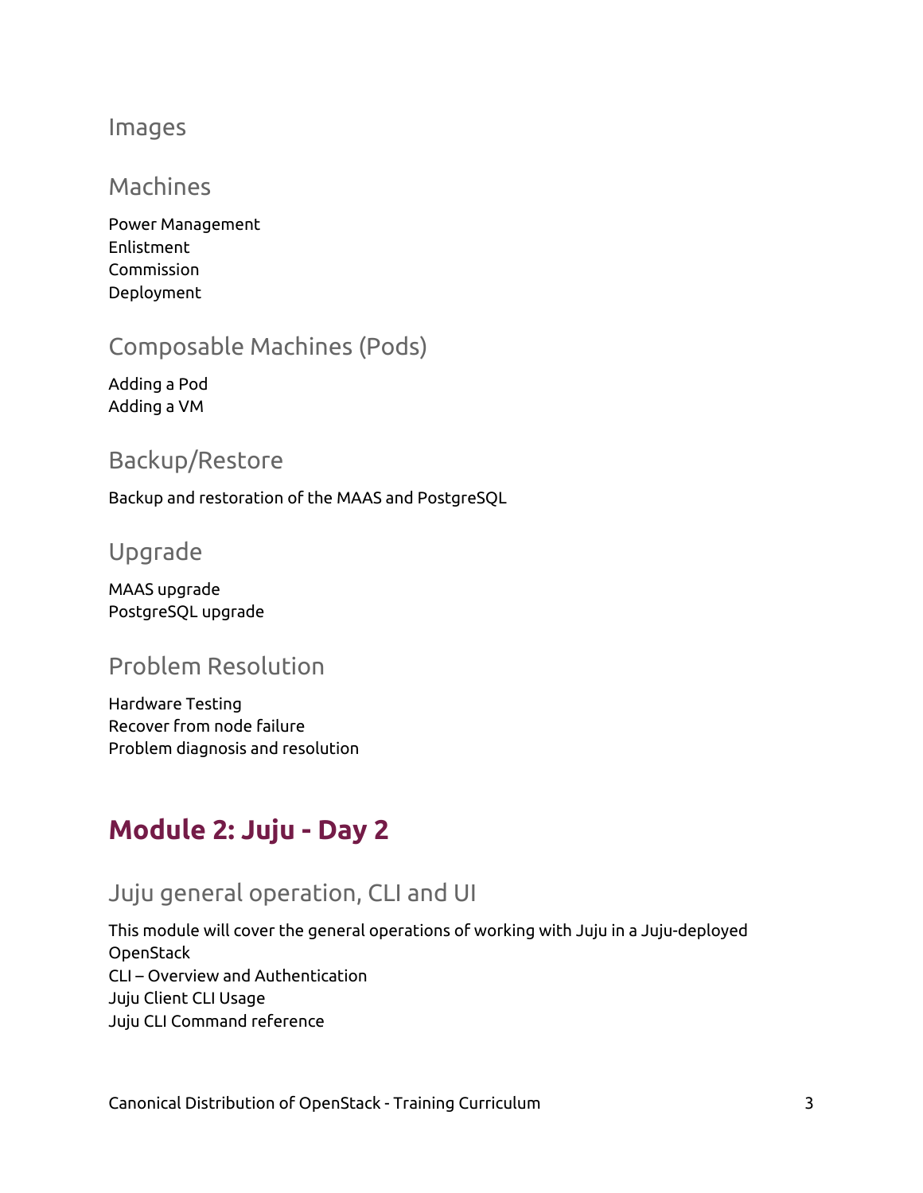### Images

### Machines

Power Management
Enlistment
Commission
Deployment

### Composable Machines (Pods)

Adding a Pod
Adding a VM

### Backup/Restore

Backup and restoration of the MAAS and PostgreSQL

### Upgrade

MAAS upgrade
PostgreSQL upgrade

### Problem Resolution

Hardware Testing
Recover from node failure
Problem diagnosis and resolution

## Module 2: Juju - Day 2

### Juju general operation, CLI and UI

This module will cover the general operations of working with Juju in a Juju-deployed OpenStack
CLI – Overview and Authentication
Juju Client CLI Usage
Juju CLI Command reference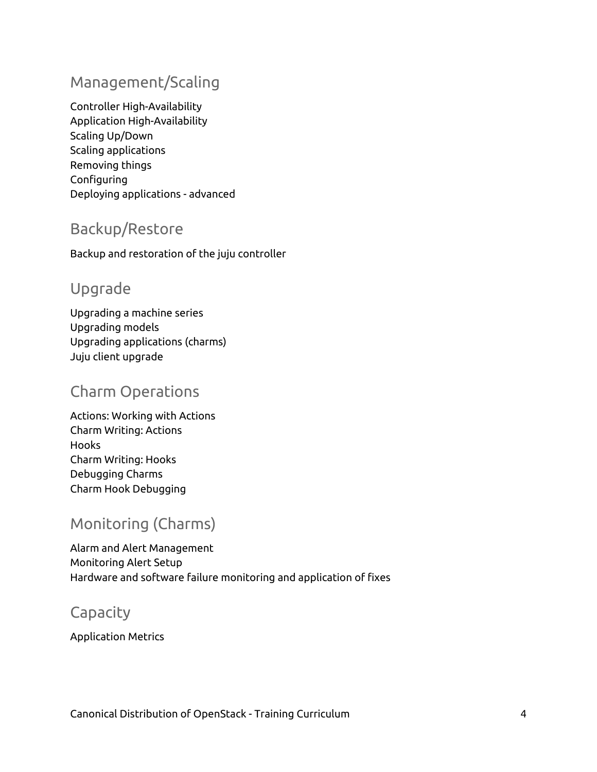## Management/Scaling

Controller High-Availability
Application High-Availability
Scaling Up/Down
Scaling applications
Removing things
Configuring
Deploying applications - advanced

## Backup/Restore

Backup and restoration of the juju controller

## Upgrade

Upgrading a machine series
Upgrading models
Upgrading applications (charms)
Juju client upgrade

## Charm Operations

Actions: Working with Actions
Charm Writing: Actions
Hooks
Charm Writing: Hooks
Debugging Charms
Charm Hook Debugging

## Monitoring (Charms)

Alarm and Alert Management
Monitoring Alert Setup
Hardware and software failure monitoring and application of fixes

## Capacity

Application Metrics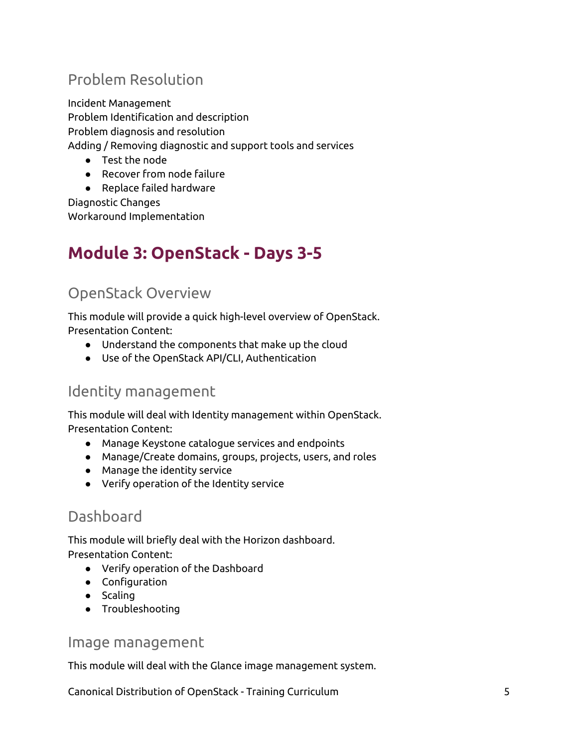## Problem Resolution

Incident Management
Problem Identification and description
Problem diagnosis and resolution
Adding / Removing diagnostic and support tools and services

- Test the node
- Recover from node failure
- Replace failed hardware

Diagnostic Changes
Workaround Implementation

# Module 3: OpenStack - Days 3-5

## OpenStack Overview

This module will provide a quick high-level overview of OpenStack.
Presentation Content:

- Understand the components that make up the cloud
- Use of the OpenStack API/CLI, Authentication

## Identity management

This module will deal with Identity management within OpenStack.
Presentation Content:

- Manage Keystone catalogue services and endpoints
- Manage/Create domains, groups, projects, users, and roles
- Manage the identity service
- Verify operation of the Identity service

## Dashboard

This module will briefly deal with the Horizon dashboard.
Presentation Content:

- Verify operation of the Dashboard
- Configuration
- Scaling
- Troubleshooting

## Image management

This module will deal with the Glance image management system.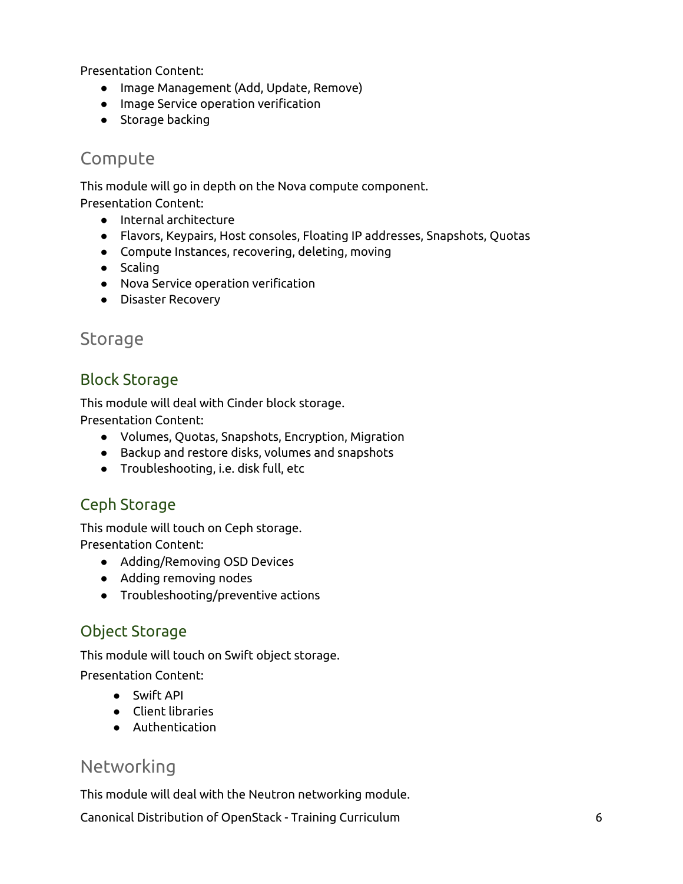Presentation Content:

- Image Management (Add, Update, Remove)
- Image Service operation verification
- Storage backing

## Compute

This module will go in depth on the Nova compute component.
Presentation Content:

- Internal architecture
- Flavors, Keypairs, Host consoles, Floating IP addresses, Snapshots, Quotas
- Compute Instances, recovering, deleting, moving
- Scaling
- Nova Service operation verification
- Disaster Recovery

## Storage

### Block Storage

This module will deal with Cinder block storage.
Presentation Content:

- Volumes, Quotas, Snapshots, Encryption, Migration
- Backup and restore disks, volumes and snapshots
- Troubleshooting, i.e. disk full, etc

### Ceph Storage

This module will touch on Ceph storage.
Presentation Content:

- Adding/Removing OSD Devices
- Adding removing nodes
- Troubleshooting/preventive actions

### Object Storage

This module will touch on Swift object storage.

Presentation Content:

- Swift API
- Client libraries
- Authentication

## Networking

This module will deal with the Neutron networking module.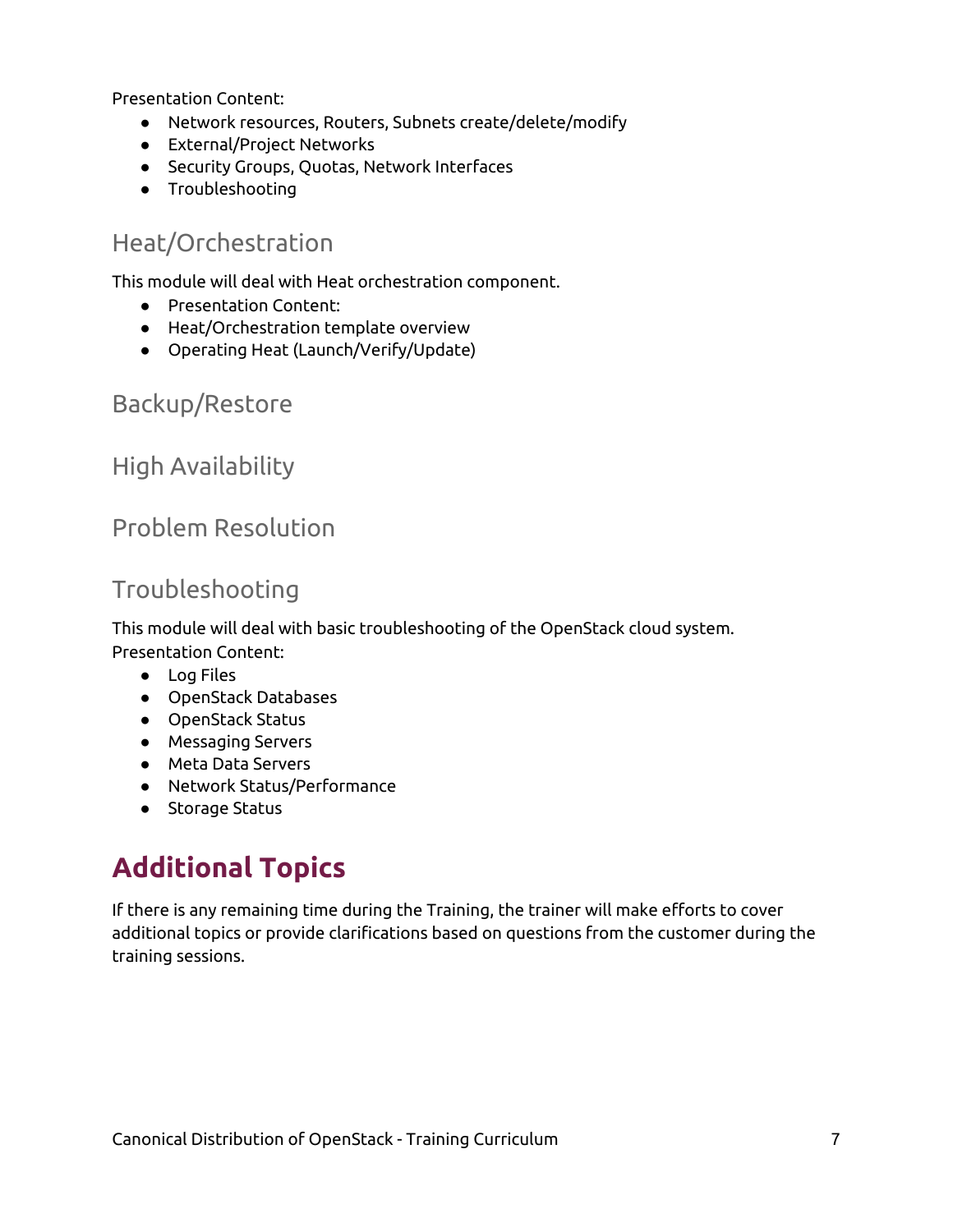Presentation Content:

- Network resources, Routers, Subnets create/delete/modify
- External/Project Networks
- Security Groups, Quotas, Network Interfaces
- Troubleshooting

### Heat/Orchestration

This module will deal with Heat orchestration component.

- Presentation Content:
- Heat/Orchestration template overview
- Operating Heat (Launch/Verify/Update)

### Backup/Restore

### High Availability

### Problem Resolution

### Troubleshooting

This module will deal with basic troubleshooting of the OpenStack cloud system.
Presentation Content:

- Log Files
- OpenStack Databases
- OpenStack Status
- Messaging Servers
- Meta Data Servers
- Network Status/Performance
- Storage Status

## Additional Topics

If there is any remaining time during the Training, the trainer will make efforts to cover additional topics or provide clarifications based on questions from the customer during the training sessions.